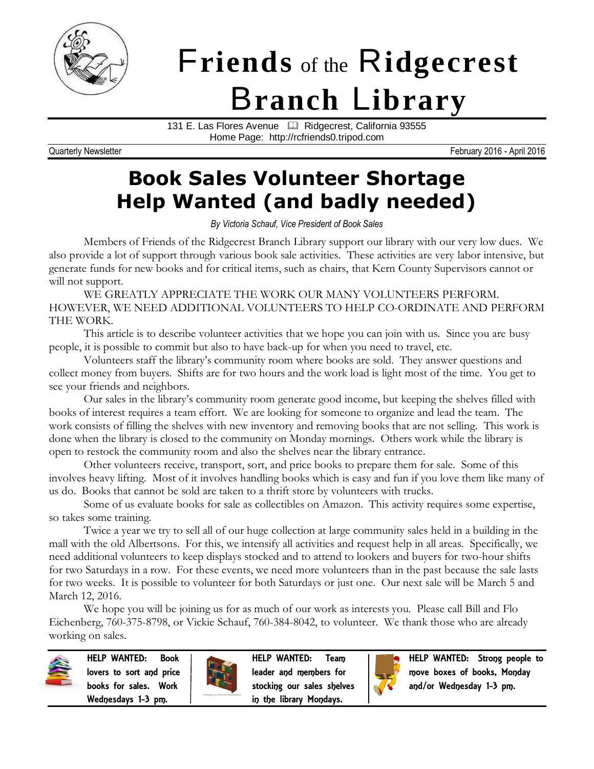# Friends of the Ridgecrest Branch Library

131 E. Las Flores Avenue 🕮 Ridgecrest, California 93555
Home Page: http://rcfriends0.tripod.com

Quarterly Newsletter — February 2016 - April 2016

## Book Sales Volunteer Shortage
## Help Wanted (and badly needed)

*By Victoria Schauf, Vice President of Book Sales*

Members of Friends of the Ridgecrest Branch Library support our library with our very low dues. We also provide a lot of support through various book sale activities. These activities are very labor intensive, but generate funds for new books and for critical items, such as chairs, that Kern County Supervisors cannot or will not support.

WE GREATLY APPRECIATE THE WORK OUR MANY VOLUNTEERS PERFORM. HOWEVER, WE NEED ADDITIONAL VOLUNTEERS TO HELP CO-ORDINATE AND PERFORM THE WORK.

This article is to describe volunteer activities that we hope you can join with us. Since you are busy people, it is possible to commit but also to have back-up for when you need to travel, etc.

Volunteers staff the library's community room where books are sold. They answer questions and collect money from buyers. Shifts are for two hours and the work load is light most of the time. You get to see your friends and neighbors.

Our sales in the library's community room generate good income, but keeping the shelves filled with books of interest requires a team effort. We are looking for someone to organize and lead the team. The work consists of filling the shelves with new inventory and removing books that are not selling. This work is done when the library is closed to the community on Monday mornings. Others work while the library is open to restock the community room and also the shelves near the library entrance.

Other volunteers receive, transport, sort, and price books to prepare them for sale. Some of this involves heavy lifting. Most of it involves handling books which is easy and fun if you love them like many of us do. Books that cannot be sold are taken to a thrift store by volunteers with trucks.

Some of us evaluate books for sale as collectibles on Amazon. This activity requires some expertise, so takes some training.

Twice a year we try to sell all of our huge collection at large community sales held in a building in the mall with the old Albertsons. For this, we intensify all activities and request help in all areas. Specifically, we need additional volunteers to keep displays stocked and to attend to lookers and buyers for two-hour shifts for two Saturdays in a row. For these events, we need more volunteers than in the past because the sale lasts for two weeks. It is possible to volunteer for both Saturdays or just one. Our next sale will be March 5 and March 12, 2016.

We hope you will be joining us for as much of our work as interests you. Please call Bill and Flo Eichenberg, 760-375-8798, or Vickie Schauf, 760-384-8042, to volunteer. We thank those who are already working on sales.

**HELP WANTED: Book lovers to sort and price books for sales. Work Wednesdays 1-3 pm.**

**HELP WANTED: Team leader and members for stocking our sales shelves in the library Mondays.**

**HELP WANTED: Strong people to move boxes of books, Monday and/or Wednesday 1-3 pm.**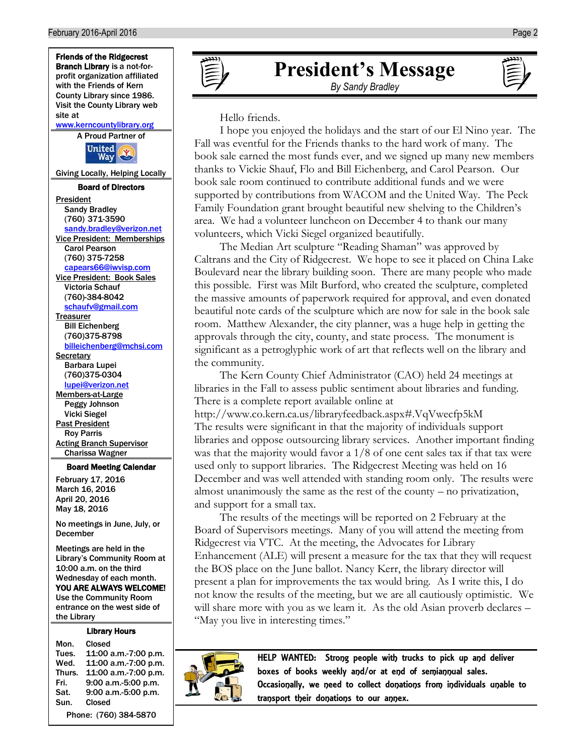**Friends of the Ridgecrest Branch Library** is a not-for-profit organization affiliated with the Friends of Kern County Library since 1986. Visit the County Library web site at www.kerncountylibrary.org

A Proud Partner of United Way

Giving Locally, Helping Locally

### Board of Directors

President
Sandy Bradley
(760) 371-3590
sandy.bradley@verizon.net

Vice President: Memberships
Carol Pearson
(760) 375-7258
capears66@iwvisp.com

Vice President: Book Sales
Victoria Schauf
(760)-384-8042
schaufv@gmail.com

Treasurer
Bill Eichenberg
(760)375-8798
billeichenberg@mchsi.com

Secretary
Barbara Lupei
(760)375-0304
lupei@verizon.net

Members-at-Large
Peggy Johnson
Vicki Siegel

Past President
Roy Parris

Acting Branch Supervisor
Charissa Wagner

### Board Meeting Calendar

February 17, 2016
March 16, 2016
April 20, 2016
May 18, 2016

No meetings in June, July, or December

Meetings are held in the Library's Community Room at 10:00 a.m. on the third Wednesday of each month. **YOU ARE ALWAYS WELCOME!** Use the Community Room entrance on the west side of the Library

### Library Hours

| | |
|---|---|
| Mon. | Closed |
| Tues. | 11:00 a.m.-7:00 p.m. |
| Wed. | 11:00 a.m.-7:00 p.m. |
| Thurs. | 11:00 a.m.-7:00 p.m. |
| Fri. | 9:00 a.m.-5:00 p.m. |
| Sat. | 9:00 a.m.-5:00 p.m. |
| Sun. | Closed |

Phone: (760) 384-5870

# President's Message

*By Sandy Bradley*

Hello friends.

I hope you enjoyed the holidays and the start of our El Nino year. The Fall was eventful for the Friends thanks to the hard work of many. The book sale earned the most funds ever, and we signed up many new members thanks to Vickie Shauf, Flo and Bill Eichenberg, and Carol Pearson. Our book sale room continued to contribute additional funds and we were supported by contributions from WACOM and the United Way. The Peck Family Foundation grant brought beautiful new shelving to the Children's area. We had a volunteer luncheon on December 4 to thank our many volunteers, which Vicki Siegel organized beautifully.

The Median Art sculpture "Reading Shaman" was approved by Caltrans and the City of Ridgecrest. We hope to see it placed on China Lake Boulevard near the library building soon. There are many people who made this possible. First was Milt Burford, who created the sculpture, completed the massive amounts of paperwork required for approval, and even donated beautiful note cards of the sculpture which are now for sale in the book sale room. Matthew Alexander, the city planner, was a huge help in getting the approvals through the city, county, and state process. The monument is significant as a petroglyphic work of art that reflects well on the library and the community.

The Kern County Chief Administrator (CAO) held 24 meetings at libraries in the Fall to assess public sentiment about libraries and funding. There is a complete report available online at http://www.co.kern.ca.us/libraryfeedback.aspx#.VqVwecfp5kM The results were significant in that the majority of individuals support libraries and oppose outsourcing library services. Another important finding was that the majority would favor a 1/8 of one cent sales tax if that tax were used only to support libraries. The Ridgecrest Meeting was held on 16 December and was well attended with standing room only. The results were almost unanimously the same as the rest of the county – no privatization, and support for a small tax.

The results of the meetings will be reported on 2 February at the Board of Supervisors meetings. Many of you will attend the meeting from Ridgecrest via VTC. At the meeting, the Advocates for Library Enhancement (ALE) will present a measure for the tax that they will request the BOS place on the June ballot. Nancy Kerr, the library director will present a plan for improvements the tax would bring. As I write this, I do not know the results of the meeting, but we are all cautiously optimistic. We will share more with you as we learn it. As the old Asian proverb declares – "May you live in interesting times."

**HELP WANTED: Strong people with trucks to pick up and deliver boxes of books weekly and/or at end of semiannual sales. Occasionally, we need to collect donations from individuals unable to transport their donations to our annex.**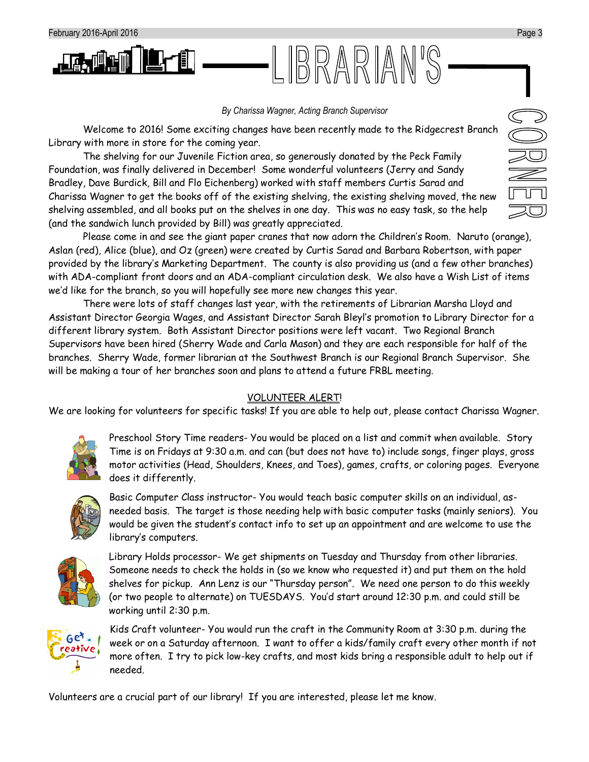# LIBRARIAN'S CORNER

*By Charissa Wagner, Acting Branch Supervisor*

Welcome to 2016! Some exciting changes have been recently made to the Ridgecrest Branch Library with more in store for the coming year.

The shelving for our Juvenile Fiction area, so generously donated by the Peck Family Foundation, was finally delivered in December! Some wonderful volunteers (Jerry and Sandy Bradley, Dave Burdick, Bill and Flo Eichenberg) worked with staff members Curtis Sarad and Charissa Wagner to get the books off of the existing shelving, the existing shelving moved, the new shelving assembled, and all books put on the shelves in one day. This was no easy task, so the help (and the sandwich lunch provided by Bill) was greatly appreciated.

Please come in and see the giant paper cranes that now adorn the Children's Room. Naruto (orange), Aslan (red), Alice (blue), and Oz (green) were created by Curtis Sarad and Barbara Robertson, with paper provided by the library's Marketing Department. The county is also providing us (and a few other branches) with ADA-compliant front doors and an ADA-compliant circulation desk. We also have a Wish List of items we'd like for the branch, so you will hopefully see more new changes this year.

There were lots of staff changes last year, with the retirements of Librarian Marsha Lloyd and Assistant Director Georgia Wages, and Assistant Director Sarah Bleyl's promotion to Library Director for a different library system. Both Assistant Director positions were left vacant. Two Regional Branch Supervisors have been hired (Sherry Wade and Carla Mason) and they are each responsible for half of the branches. Sherry Wade, former librarian at the Southwest Branch is our Regional Branch Supervisor. She will be making a tour of her branches soon and plans to attend a future FRBL meeting.

## VOLUNTEER ALERT!

We are looking for volunteers for specific tasks! If you are able to help out, please contact Charissa Wagner.

Preschool Story Time readers- You would be placed on a list and commit when available. Story Time is on Fridays at 9:30 a.m. and can (but does not have to) include songs, finger plays, gross motor activities (Head, Shoulders, Knees, and Toes), games, crafts, or coloring pages. Everyone does it differently.

Basic Computer Class instructor- You would teach basic computer skills on an individual, as-needed basis. The target is those needing help with basic computer tasks (mainly seniors). You would be given the student's contact info to set up an appointment and are welcome to use the library's computers.

Library Holds processor- We get shipments on Tuesday and Thursday from other libraries. Someone needs to check the holds in (so we know who requested it) and put them on the hold shelves for pickup. Ann Lenz is our "Thursday person". We need one person to do this weekly (or two people to alternate) on TUESDAYS. You'd start around 12:30 p.m. and could still be working until 2:30 p.m.

Kids Craft volunteer- You would run the craft in the Community Room at 3:30 p.m. during the week or on a Saturday afternoon. I want to offer a kids/family craft every other month if not more often. I try to pick low-key crafts, and most kids bring a responsible adult to help out if needed.

Volunteers are a crucial part of our library! If you are interested, please let me know.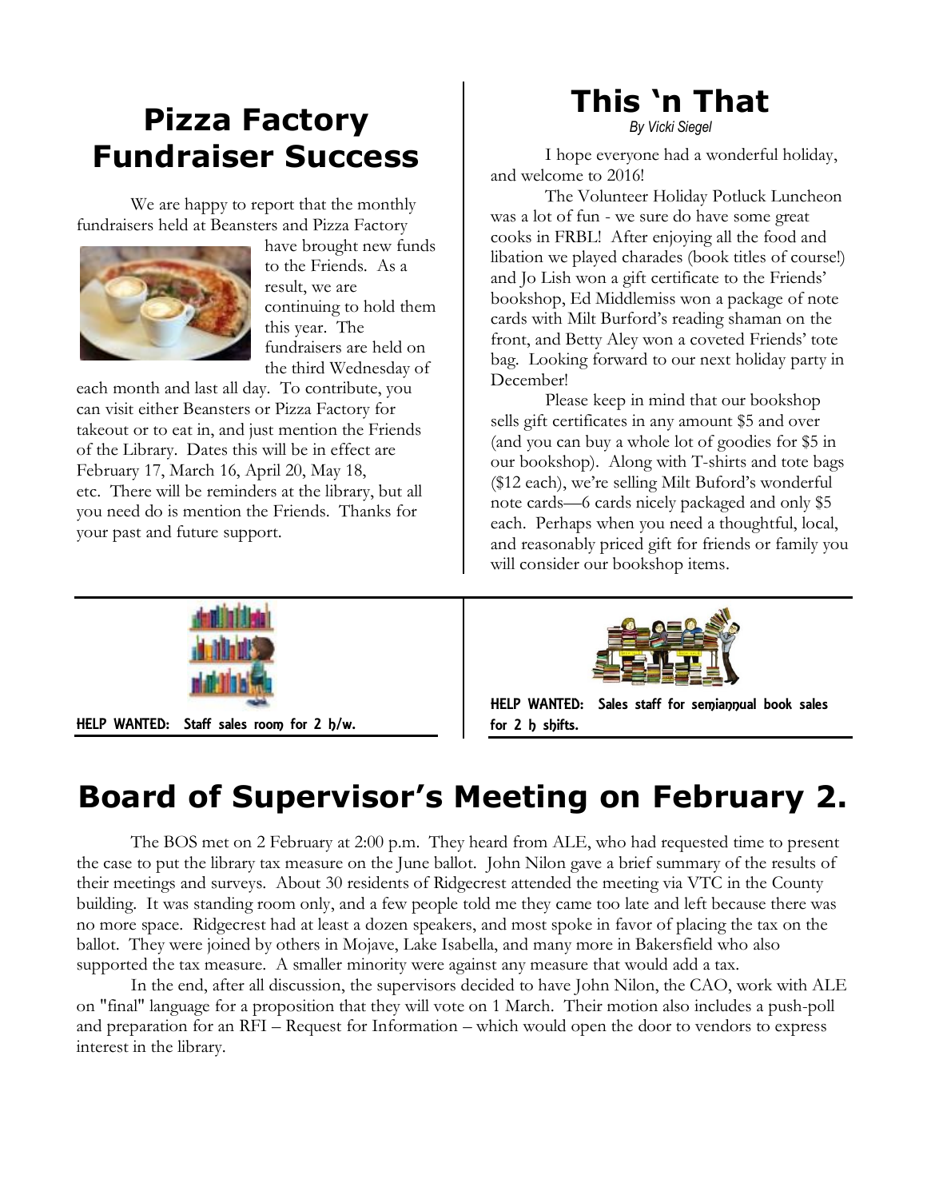## Pizza Factory Fundraiser Success

We are happy to report that the monthly fundraisers held at Beansters and Pizza Factory have brought new funds to the Friends. As a result, we are continuing to hold them this year. The fundraisers are held on the third Wednesday of each month and last all day. To contribute, you can visit either Beansters or Pizza Factory for takeout or to eat in, and just mention the Friends of the Library. Dates this will be in effect are February 17, March 16, April 20, May 18, etc. There will be reminders at the library, but all you need do is mention the Friends. Thanks for your past and future support.

## This 'n That

*By Vicki Siegel*

I hope everyone had a wonderful holiday, and welcome to 2016!

The Volunteer Holiday Potluck Luncheon was a lot of fun - we sure do have some great cooks in FRBL! After enjoying all the food and libation we played charades (book titles of course!) and Jo Lish won a gift certificate to the Friends' bookshop, Ed Middlemiss won a package of note cards with Milt Burford's reading shaman on the front, and Betty Aley won a coveted Friends' tote bag. Looking forward to our next holiday party in December!

Please keep in mind that our bookshop sells gift certificates in any amount $5 and over (and you can buy a whole lot of goodies for $5 in our bookshop). Along with T-shirts and tote bags ($12 each), we're selling Milt Buford's wonderful note cards—6 cards nicely packaged and only $5 each. Perhaps when you need a thoughtful, local, and reasonably priced gift for friends or family you will consider our bookshop items.

**HELP WANTED: Staff sales room for 2 h/w.**

**HELP WANTED: Sales staff for semiannual book sales for 2 h shifts.**

## Board of Supervisor's Meeting on February 2.

The BOS met on 2 February at 2:00 p.m. They heard from ALE, who had requested time to present the case to put the library tax measure on the June ballot. John Nilon gave a brief summary of the results of their meetings and surveys. About 30 residents of Ridgecrest attended the meeting via VTC in the County building. It was standing room only, and a few people told me they came too late and left because there was no more space. Ridgecrest had at least a dozen speakers, and most spoke in favor of placing the tax on the ballot. They were joined by others in Mojave, Lake Isabella, and many more in Bakersfield who also supported the tax measure. A smaller minority were against any measure that would add a tax.

In the end, after all discussion, the supervisors decided to have John Nilon, the CAO, work with ALE on "final" language for a proposition that they will vote on 1 March. Their motion also includes a push-poll and preparation for an RFI – Request for Information – which would open the door to vendors to express interest in the library.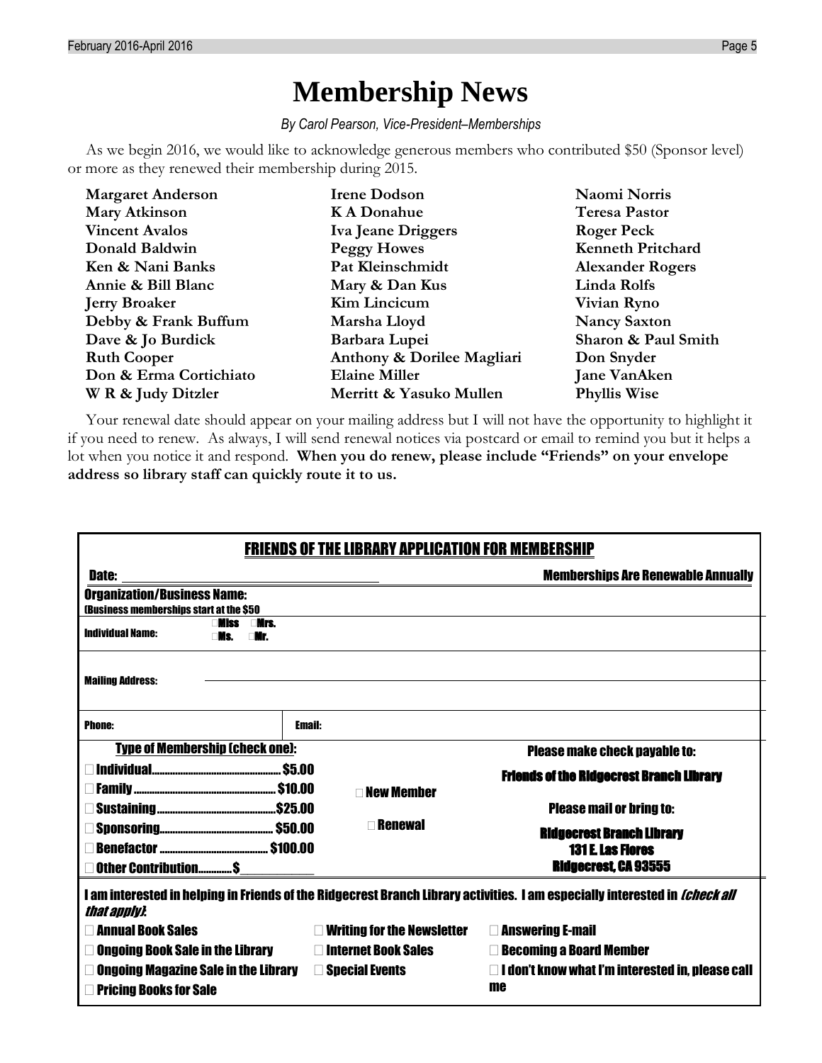# Membership News

*By Carol Pearson, Vice-President–Memberships*

As we begin 2016, we would like to acknowledge generous members who contributed $50 (Sponsor level) or more as they renewed their membership during 2015.

**Margaret Anderson**
**Mary Atkinson**
**Vincent Avalos**
**Donald Baldwin**
**Ken & Nani Banks**
**Annie & Bill Blanc**
**Jerry Broaker**
**Debby & Frank Buffum**
**Dave & Jo Burdick**
**Ruth Cooper**
**Don & Erma Cortichiato**
**W R & Judy Ditzler**
**Irene Dodson**
**K A Donahue**
**Iva Jeane Driggers**
**Peggy Howes**
**Pat Kleinschmidt**
**Mary & Dan Kus**
**Kim Lincicum**
**Marsha Lloyd**
**Barbara Lupei**
**Anthony & Dorilee Magliari**
**Elaine Miller**
**Merritt & Yasuko Mullen**
**Naomi Norris**
**Teresa Pastor**
**Roger Peck**
**Kenneth Pritchard**
**Alexander Rogers**
**Linda Rolfs**
**Vivian Ryno**
**Nancy Saxton**
**Sharon & Paul Smith**
**Don Snyder**
**Jane VanAken**
**Phyllis Wise**

Your renewal date should appear on your mailing address but I will not have the opportunity to highlight it if you need to renew. As always, I will send renewal notices via postcard or email to remind you but it helps a lot when you notice it and respond. **When you do renew, please include "Friends" on your envelope address so library staff can quickly route it to us.**

## FRIENDS OF THE LIBRARY APPLICATION FOR MEMBERSHIP

**Date:** ______________________ **Memberships Are Renewable Annually**

**Organization/Business Name:**
**(Business memberships start at the $50**

**Individual Name:** ☐ **Miss** ☐ **Mrs.** ☐ **Ms.** ☐ **Mr.**

**Mailing Address:** ______________________

**Phone:** **Email:**

**Type of Membership (check one):**

- ☐ **Individual.................................... $5.00**
- ☐ **Family ......................................... $10.00**
- ☐ **Sustaining.................................$25.00**
- ☐ **Sponsoring............................... $50.00**
- ☐ **Benefactor ............................. $100.00**
- ☐ **Other Contribution............$__________**

☐ **New Member**

☐ **Renewal**

**Please make check payable to:**

**Friends of the Ridgecrest Branch Library**

**Please mail or bring to:**

**Ridgecrest Branch Library**
**131 E. Las Flores**
**Ridgecrest, CA 93555**

**I am interested in helping in Friends of the Ridgecrest Branch Library activities. I am especially interested in *(check all that apply)*:**

- ☐ **Annual Book Sales**
- ☐ **Ongoing Book Sale in the Library**
- ☐ **Ongoing Magazine Sale in the Library**
- ☐ **Pricing Books for Sale**
- ☐ **Writing for the Newsletter**
- ☐ **Internet Book Sales**
- ☐ **Special Events**
- ☐ **Answering E-mail**
- ☐ **Becoming a Board Member**
- ☐ **I don't know what I'm interested in, please call me**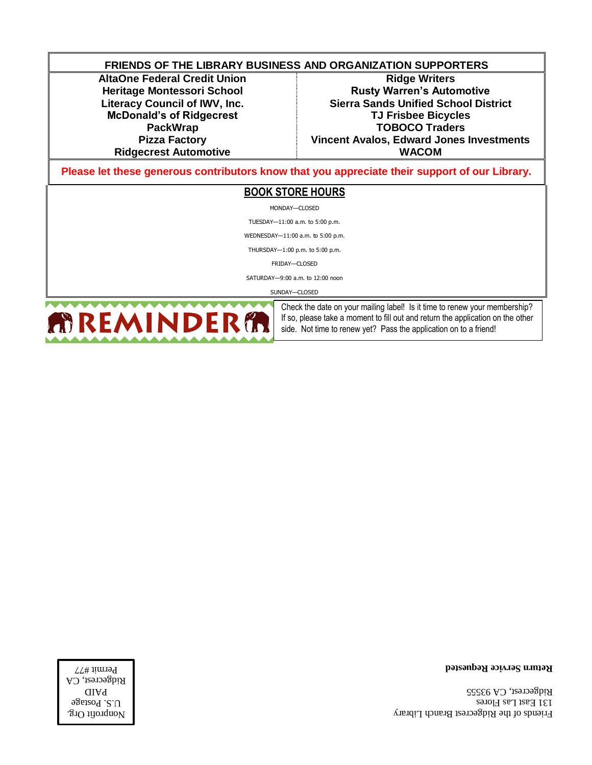## FRIENDS OF THE LIBRARY BUSINESS AND ORGANIZATION SUPPORTERS

| | |
|---|---|
| **AltaOne Federal Credit Union** | **Ridge Writers** |
| **Heritage Montessori School** | **Rusty Warren's Automotive** |
| **Literacy Council of IWV, Inc.** | **Sierra Sands Unified School District** |
| **McDonald's of Ridgecrest** | **TJ Frisbee Bicycles** |
| **PackWrap** | **TOBOCO Traders** |
| **Pizza Factory** | **Vincent Avalos, Edward Jones Investments** |
| **Ridgecrest Automotive** | **WACOM** |

**Please let these generous contributors know that you appreciate their support of our Library.**

## BOOK STORE HOURS

MONDAY—CLOSED

TUESDAY—11:00 a.m. to 5:00 p.m.

WEDNESDAY—11:00 a.m. to 5:00 p.m.

THURSDAY—1:00 p.m. to 5:00 p.m.

FRIDAY—CLOSED

SATURDAY—9:00 a.m. to 12:00 noon

SUNDAY—CLOSED

**REMINDER**

Check the date on your mailing label! Is it time to renew your membership? If so, please take a moment to fill out and return the application on the other side. Not time to renew yet? Pass the application on to a friend!

Friends of the Ridgecrest Branch Library
131 East Las Flores
Ridgecrest, CA 93555

**Return Service Requested**

Nonprofit Org.
U.S. Postage
PAID
Ridgecrest, CA
Permit #77